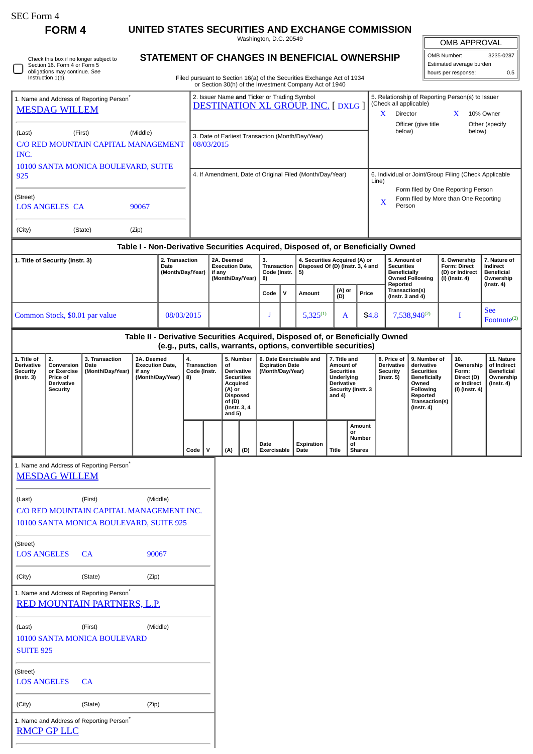SEC Form 4

**FORM 4**

# UNITED STATES SECURITIES AND EXCHANGE COMMISSION

Washington, D.C. 20549

## STATEMENT OF CHANGES IN BENEFICIAL OWNERSHIP

Filed pursuant to Section 16(a) of the Securities Exchange Act of 1934 or Section 30(h) of the Investment Company Act of 1940

| OMB APPROVAL | |
|---|---|
| OMB Number: | 3235-0287 |
| Estimated average burden | |
| hours per response: | 0.5 |

☐ Check this box if no longer subject to Section 16. Form 4 or Form 5 obligations may continue. *See* Instruction 1(b).

**1. Name and Address of Reporting Person***

MESDAG WILLEM

(Last) (First) (Middle)

C/O RED MOUNTAIN CAPITAL MANAGEMENT INC.

10100 SANTA MONICA BOULEVARD, SUITE 925

(Street)

LOS ANGELES CA 90067

(City) (State) (Zip)

**2. Issuer Name and Ticker or Trading Symbol**

DESTINATION XL GROUP, INC. [ DXLG ]

**3. Date of Earliest Transaction (Month/Day/Year)**

08/03/2015

**4. If Amendment, Date of Original Filed (Month/Day/Year)**

**5. Relationship of Reporting Person(s) to Issuer (Check all applicable)**

X Director X 10% Owner

Officer (give title below) Other (specify below)

**6. Individual or Joint/Group Filing (Check Applicable Line)**

Form filed by One Reporting Person

X Form filed by More than One Reporting Person

### Table I - Non-Derivative Securities Acquired, Disposed of, or Beneficially Owned

| 1. Title of Security (Instr. 3) | 2. Transaction Date (Month/Day/Year) | 2A. Deemed Execution Date, if any (Month/Day/Year) | 3. Transaction Code (Instr. 8) | | 4. Securities Acquired (A) or Disposed Of (D) (Instr. 3, 4 and 5) | | | 5. Amount of Securities Beneficially Owned Following Reported Transaction(s) (Instr. 3 and 4) | 6. Ownership Form: Direct (D) or Indirect (I) (Instr. 4) | 7. Nature of Indirect Beneficial Ownership (Instr. 4) |
|---|---|---|---|---|---|---|---|---|---|---|
| | | | Code | V | Amount | (A) or (D) | Price | | | |
| Common Stock, $0.01 par value | 08/03/2015 | | J | | 5,325[1] | A | $4.8 | 7,538,946[2] | I | See Footnote[2] |

### Table II - Derivative Securities Acquired, Disposed of, or Beneficially Owned (e.g., puts, calls, warrants, options, convertible securities)

| 1. Title of Derivative Security (Instr. 3) | 2. Conversion or Exercise Price of Derivative Security | 3. Transaction Date (Month/Day/Year) | 3A. Deemed Execution Date, if any (Month/Day/Year) | 4. Transaction Code (Instr. 8) | | 5. Number of Derivative Securities Acquired (A) or Disposed of (D) (Instr. 3, 4 and 5) | | 6. Date Exercisable and Expiration Date (Month/Day/Year) | | 7. Title and Amount of Securities Underlying Derivative Security (Instr. 3 and 4) | | 8. Price of Derivative Security (Instr. 5) | 9. Number of derivative Securities Beneficially Owned Following Reported Transaction(s) (Instr. 4) | 10. Ownership Form: Direct (D) or Indirect (I) (Instr. 4) | 11. Nature of Indirect Beneficial Ownership (Instr. 4) |
|---|---|---|---|---|---|---|---|---|---|---|---|---|---|---|---|
| | | | | Code | V | (A) | (D) | Date Exercisable | Expiration Date | Title | Amount or Number of Shares | | | | |

**1. Name and Address of Reporting Person***

MESDAG WILLEM

(Last) (First) (Middle)

C/O RED MOUNTAIN CAPITAL MANAGEMENT INC.

10100 SANTA MONICA BOULEVARD, SUITE 925

(Street)

LOS ANGELES CA 90067

(City) (State) (Zip)

**1. Name and Address of Reporting Person***

RED MOUNTAIN PARTNERS, L.P.

(Last) (First) (Middle)

10100 SANTA MONICA BOULEVARD

SUITE 925

(Street)

LOS ANGELES CA

(City) (State) (Zip)

**1. Name and Address of Reporting Person***

RMCP GP LLC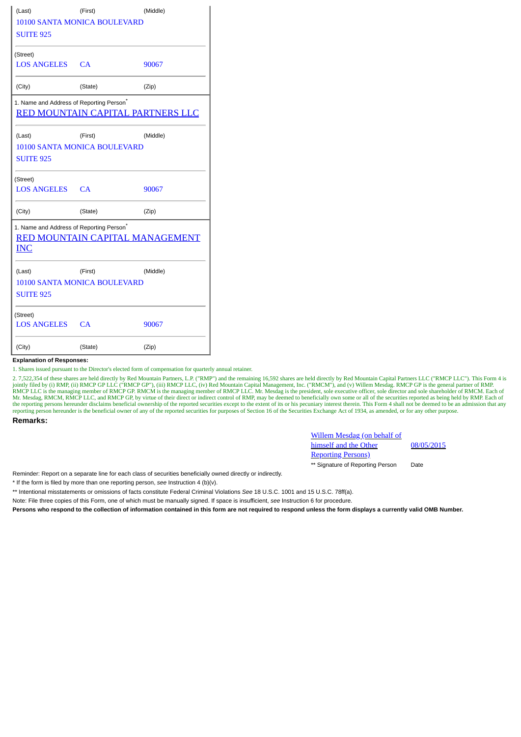| (Last) | (First) | (Middle) |
|---|---|---|
| 10100 SANTA MONICA BOULEVARD | | |
| SUITE 925 | | |
| (Street) | | |
| LOS ANGELES | CA | 90067 |
| (City) | (State) | (Zip) |

1. Name and Address of Reporting Person*

RED MOUNTAIN CAPITAL PARTNERS LLC

| (Last) | (First) | (Middle) |
|---|---|---|
| 10100 SANTA MONICA BOULEVARD | | |
| SUITE 925 | | |
| (Street) | | |
| LOS ANGELES | CA | 90067 |
| (City) | (State) | (Zip) |

1. Name and Address of Reporting Person*

RED MOUNTAIN CAPITAL MANAGEMENT INC

| (Last) | (First) | (Middle) |
|---|---|---|
| 10100 SANTA MONICA BOULEVARD | | |
| SUITE 925 | | |
| (Street) | | |
| LOS ANGELES | CA | 90067 |
| (City) | (State) | (Zip) |

**Explanation of Responses:**

1. Shares issued pursuant to the Director's elected form of compensation for quarterly annual retainer.

2. 7,522,354 of these shares are held directly by Red Mountain Partners, L.P. ("RMP") and the remaining 16,592 shares are held directly by Red Mountain Capital Partners LLC ("RMCP LLC"). This Form 4 is jointly filed by (i) RMP, (ii) RMCP GP LLC ("RMCP GP"), (iii) RMCP LLC, (iv) Red Mountain Capital Management, Inc. ("RMCM"), and (v) Willem Mesdag. RMCP GP is the general partner of RMP. RMCP LLC is the managing member of RMCP GP. RMCM is the managing member of RMCP LLC. Mr. Mesdag is the president, sole executive officer, sole director and sole shareholder of RMCM. Each of Mr. Mesdag, RMCM, RMCP LLC, and RMCP GP, by virtue of their direct or indirect control of RMP, may be deemed to beneficially own some or all of the securities reported as being held by RMP. Each of the reporting persons hereunder disclaims beneficial ownership of the reported securities except to the extent of its or his pecuniary interest therein. This Form 4 shall not be deemed to be an admission that any reporting person hereunder is the beneficial owner of any of the reported securities for purposes of Section 16 of the Securities Exchange Act of 1934, as amended, or for any other purpose.

**Remarks:**

| | |
|---|---|
| Willem Mesdag (on behalf of himself and the Other Reporting Persons) | 08/05/2015 |
| ** Signature of Reporting Person | Date |

Reminder: Report on a separate line for each class of securities beneficially owned directly or indirectly.

* If the form is filed by more than one reporting person, *see* Instruction 4 (b)(v).

** Intentional misstatements or omissions of facts constitute Federal Criminal Violations *See* 18 U.S.C. 1001 and 15 U.S.C. 78ff(a).

Note: File three copies of this Form, one of which must be manually signed. If space is insufficient, *see* Instruction 6 for procedure.

**Persons who respond to the collection of information contained in this form are not required to respond unless the form displays a currently valid OMB Number.**